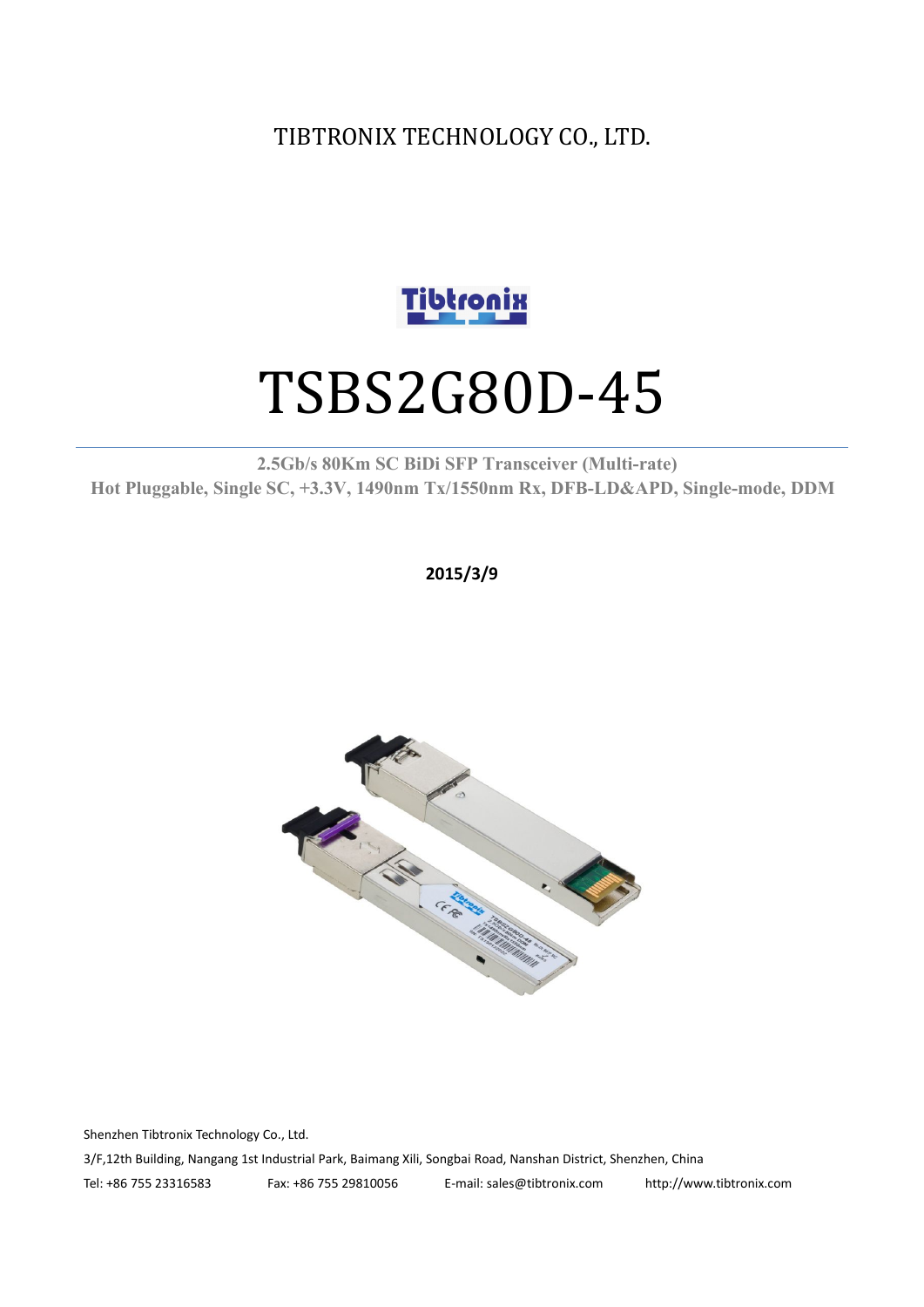TIBTRONIX TECHNOLOGY CO., LTD.

# TSBS2G80D-45

**2.5Gb/s 80Km SC BiDi SFP Transceiver (Multi-rate)**
**Hot Pluggable, Single SC, +3.3V, 1490nm Tx/1550nm Rx, DFB-LD&APD, Single-mode, DDM**

**2015/3/9**

Shenzhen Tibtronix Technology Co., Ltd.

3/F,12th Building, Nangang 1st Industrial Park, Baimang Xili, Songbai Road, Nanshan District, Shenzhen, China

Tel: +86 755 23316583 Fax: +86 755 29810056 E-mail: sales@tibtronix.com http://www.tibtronix.com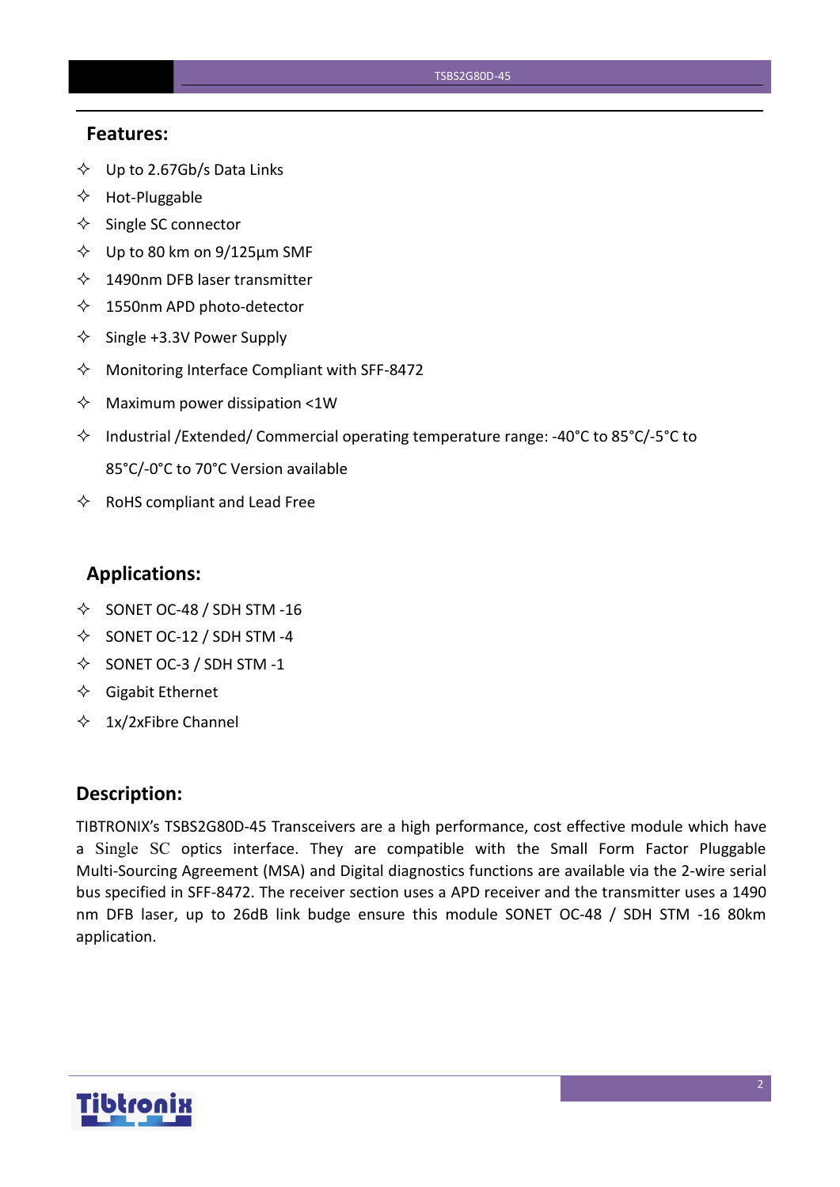## Features:

- Up to 2.67Gb/s Data Links
- Hot-Pluggable
- Single SC connector
- Up to 80 km on 9/125µm SMF
- 1490nm DFB laser transmitter
- 1550nm APD photo-detector
- Single +3.3V Power Supply
- Monitoring Interface Compliant with SFF-8472
- Maximum power dissipation <1W
- Industrial /Extended/ Commercial operating temperature range: -40°C to 85°C/-5°C to 85°C/-0°C to 70°C Version available
- RoHS compliant and Lead Free

## Applications:

- SONET OC-48 / SDH STM -16
- SONET OC-12 / SDH STM -4
- SONET OC-3 / SDH STM -1
- Gigabit Ethernet
- 1x/2xFibre Channel

## Description:

TIBTRONIX's TSBS2G80D-45 Transceivers are a high performance, cost effective module which have a Single SC optics interface. They are compatible with the Small Form Factor Pluggable Multi-Sourcing Agreement (MSA) and Digital diagnostics functions are available via the 2-wire serial bus specified in SFF-8472. The receiver section uses a APD receiver and the transmitter uses a 1490 nm DFB laser, up to 26dB link budge ensure this module SONET OC-48 / SDH STM -16 80km application.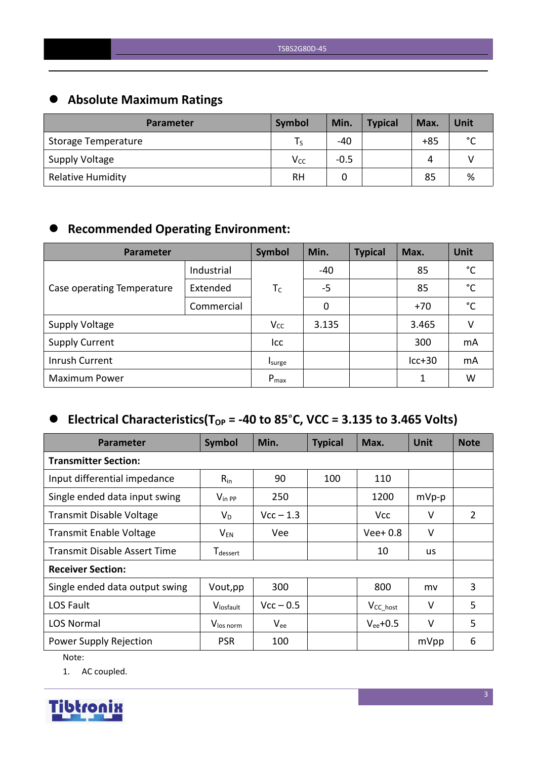## Absolute Maximum Ratings

| Parameter | Symbol | Min. | Typical | Max. | Unit |
|---|---|---|---|---|---|
| Storage Temperature | $T_S$ | -40 | | +85 | °C |
| Supply Voltage | $V_{CC}$ | -0.5 | | 4 | V |
| Relative Humidity | RH | 0 | | 85 | % |

## Recommended Operating Environment:

| Parameter | | Symbol | Min. | Typical | Max. | Unit |
|---|---|---|---|---|---|---|
| Case operating Temperature | Industrial | $T_C$ | -40 | | 85 | °C |
| | Extended | | -5 | | 85 | °C |
| | Commercial | | 0 | | +70 | °C |
| Supply Voltage | | $V_{CC}$ | 3.135 | | 3.465 | V |
| Supply Current | | Icc | | | 300 | mA |
| Inrush Current | | $I_{surge}$ | | | Icc+30 | mA |
| Maximum Power | | $P_{max}$ | | | 1 | W |

## Electrical Characteristics($T_{OP}$ = -40 to 85°C, VCC = 3.135 to 3.465 Volts)

| Parameter | Symbol | Min. | Typical | Max. | Unit | Note |
|---|---|---|---|---|---|---|
| **Transmitter Section:** | | | | | | |
| Input differential impedance | $R_{in}$ | 90 | 100 | 110 | | |
| Single ended data input swing | $V_{in\ PP}$ | 250 | | 1200 | mVp-p | |
| Transmit Disable Voltage | $V_D$ | Vcc – 1.3 | | Vcc | V | 2 |
| Transmit Enable Voltage | $V_{EN}$ | Vee | | Vee+ 0.8 | V | |
| Transmit Disable Assert Time | $T_{dessert}$ | | | 10 | us | |
| **Receiver Section:** | | | | | | |
| Single ended data output swing | Vout,pp | 300 | | 800 | mv | 3 |
| LOS Fault | $V_{losfault}$ | Vcc – 0.5 | | $V_{CC\_host}$ | V | 5 |
| LOS Normal | $V_{los\ norm}$ | $V_{ee}$ | | $V_{ee}$+0.5 | V | 5 |
| Power Supply Rejection | PSR | 100 | | | mVpp | 6 |

Note:

1. AC coupled.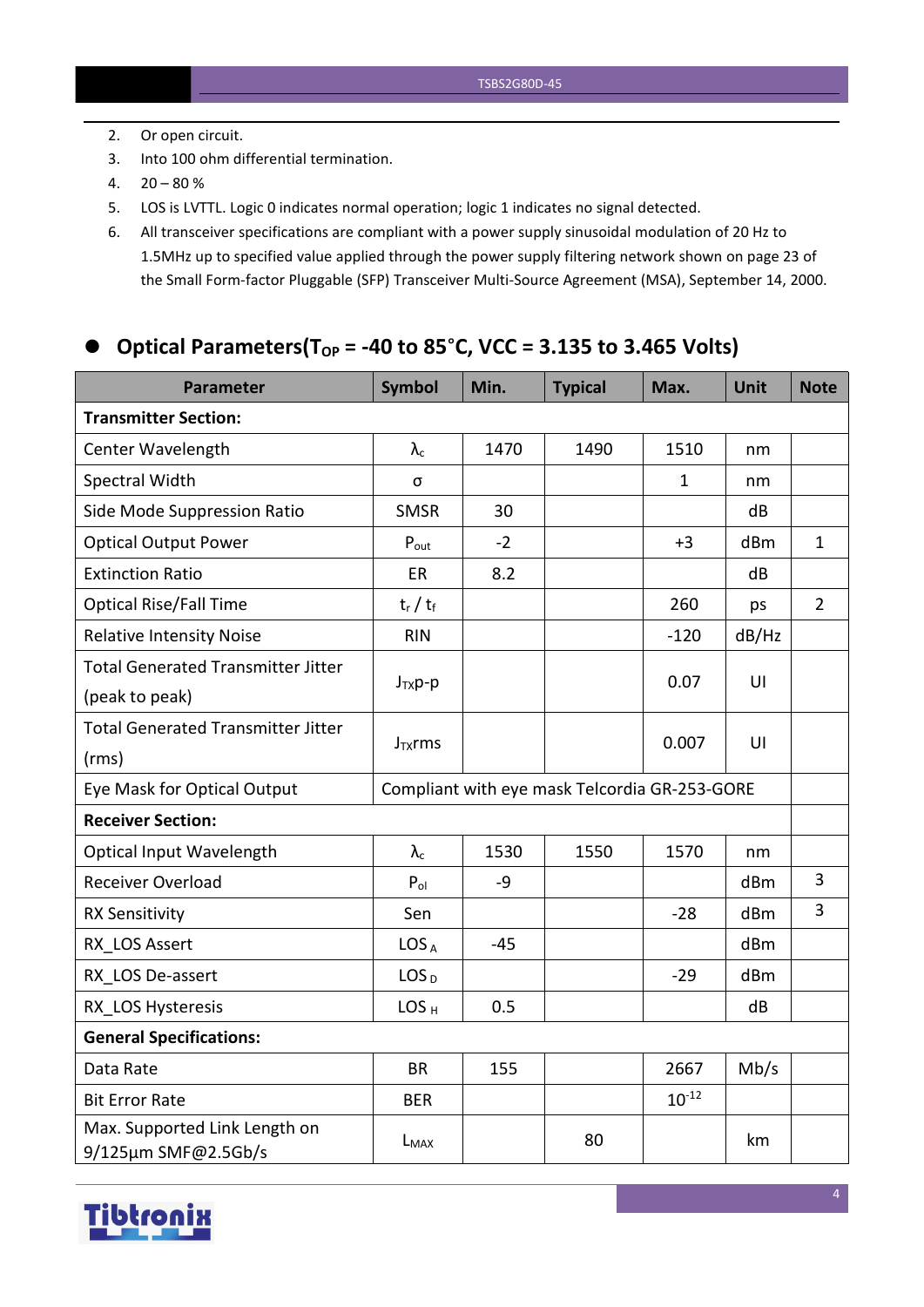2. Or open circuit.
3. Into 100 ohm differential termination.
4. 20 – 80 %
5. LOS is LVTTL. Logic 0 indicates normal operation; logic 1 indicates no signal detected.
6. All transceiver specifications are compliant with a power supply sinusoidal modulation of 20 Hz to 1.5MHz up to specified value applied through the power supply filtering network shown on page 23 of the Small Form-factor Pluggable (SFP) Transceiver Multi-Source Agreement (MSA), September 14, 2000.

## Optical Parameters($T_{OP}$ = -40 to 85°C, VCC = 3.135 to 3.465 Volts)

| Parameter | Symbol | Min. | Typical | Max. | Unit | Note |
|---|---|---|---|---|---|---|
| **Transmitter Section:** | | | | | | |
| Center Wavelength | $\lambda_c$ | 1470 | 1490 | 1510 | nm | |
| Spectral Width | σ | | | 1 | nm | |
| Side Mode Suppression Ratio | SMSR | 30 | | | dB | |
| Optical Output Power | $P_{out}$ | -2 | | +3 | dBm | 1 |
| Extinction Ratio | ER | 8.2 | | | dB | |
| Optical Rise/Fall Time | $t_r$ / $t_f$ | | | 260 | ps | 2 |
| Relative Intensity Noise | RIN | | | -120 | dB/Hz | |
| Total Generated Transmitter Jitter (peak to peak) | $J_{TX}$p-p | | | 0.07 | UI | |
| Total Generated Transmitter Jitter (rms) | $J_{TX}$rms | | | 0.007 | UI | |
| Eye Mask for Optical Output | Compliant with eye mask Telcordia GR-253-GORE | | | | | |
| **Receiver Section:** | | | | | | |
| Optical Input Wavelength | $\lambda_c$ | 1530 | 1550 | 1570 | nm | |
| Receiver Overload | $P_{ol}$ | -9 | | | dBm | 3 |
| RX Sensitivity | Sen | | | -28 | dBm | 3 |
| RX_LOS Assert | $LOS_A$ | -45 | | | dBm | |
| RX_LOS De-assert | $LOS_D$ | | | -29 | dBm | |
| RX_LOS Hysteresis | $LOS_H$ | 0.5 | | | dB | |
| **General Specifications:** | | | | | | |
| Data Rate | BR | 155 | | 2667 | Mb/s | |
| Bit Error Rate | BER | | | $10^{-12}$ | | |
| Max. Supported Link Length on 9/125µm SMF@2.5Gb/s | $L_{MAX}$ | | 80 | | km | |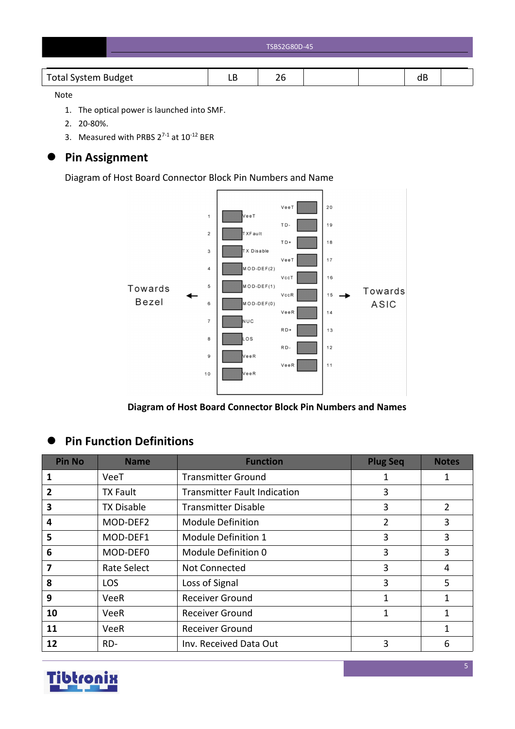| Total System Budget | LB | 26 | | | dB | |
|---|---|---|---|---|---|---|

Note

1. The optical power is launched into SMF.
2. 20-80%.
3. Measured with PRBS $2^{7-1}$ at $10^{-12}$ BER

## Pin Assignment

Diagram of Host Board Connector Block Pin Numbers and Name

Towards Bezel ← | Pins 1–10: 1 VeeT, 2 TXFault, 3 TX Disable, 4 MOD-DEF(2), 5 MOD-DEF(1), 6 MOD-DEF(0), 7 NUC, 8 LOS, 9 VeeR, 10 VeeR | Pins 20–11: 20 VeeT, 19 TD-, 18 TD+, 17 VeeT, 16 VccT, 15 VccR, 14 VeeR, 13 RD+, 12 RD-, 11 VeeR | → Towards ASIC

**Diagram of Host Board Connector Block Pin Numbers and Names**

## Pin Function Definitions

| Pin No | Name | Function | Plug Seq | Notes |
|---|---|---|---|---|
| **1** | VeeT | Transmitter Ground | 1 | 1 |
| **2** | TX Fault | Transmitter Fault Indication | 3 | |
| **3** | TX Disable | Transmitter Disable | 3 | 2 |
| **4** | MOD-DEF2 | Module Definition | 2 | 3 |
| **5** | MOD-DEF1 | Module Definition 1 | 3 | 3 |
| **6** | MOD-DEF0 | Module Definition 0 | 3 | 3 |
| **7** | Rate Select | Not Connected | 3 | 4 |
| **8** | LOS | Loss of Signal | 3 | 5 |
| **9** | VeeR | Receiver Ground | 1 | 1 |
| **10** | VeeR | Receiver Ground | 1 | 1 |
| **11** | VeeR | Receiver Ground | | 1 |
| **12** | RD- | Inv. Received Data Out | 3 | 6 |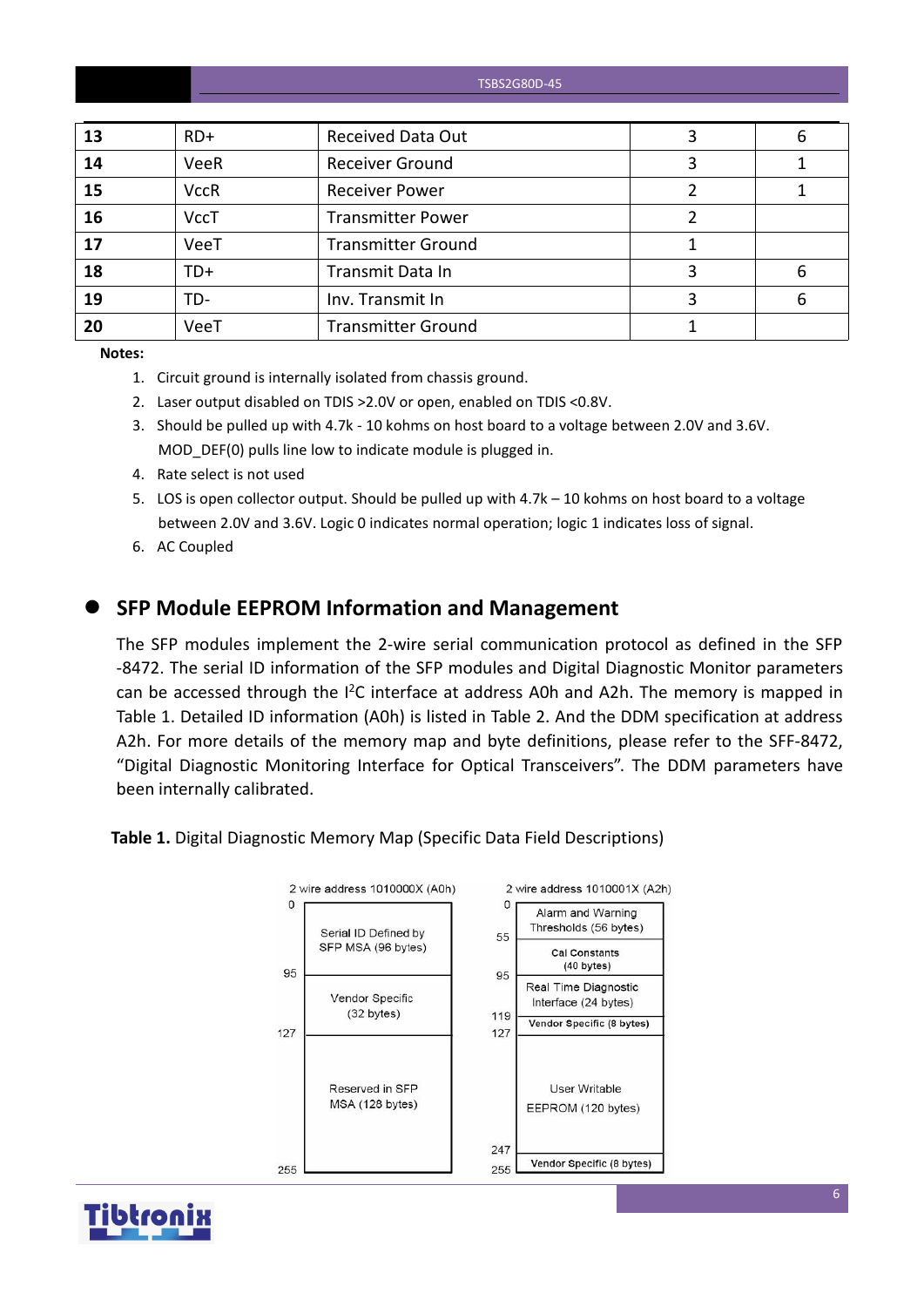| 13 | RD+ | Received Data Out | 3 | 6 |
|---|---|---|---|---|
| 14 | VeeR | Receiver Ground | 3 | 1 |
| 15 | VccR | Receiver Power | 2 | 1 |
| 16 | VccT | Transmitter Power | 2 | |
| 17 | VeeT | Transmitter Ground | 1 | |
| 18 | TD+ | Transmit Data In | 3 | 6 |
| 19 | TD- | Inv. Transmit In | 3 | 6 |
| 20 | VeeT | Transmitter Ground | 1 | |

**Notes:**

1. Circuit ground is internally isolated from chassis ground.
2. Laser output disabled on TDIS >2.0V or open, enabled on TDIS <0.8V.
3. Should be pulled up with 4.7k - 10 kohms on host board to a voltage between 2.0V and 3.6V. MOD_DEF(0) pulls line low to indicate module is plugged in.
4. Rate select is not used
5. LOS is open collector output. Should be pulled up with 4.7k – 10 kohms on host board to a voltage between 2.0V and 3.6V. Logic 0 indicates normal operation; logic 1 indicates loss of signal.
6. AC Coupled

## SFP Module EEPROM Information and Management

The SFP modules implement the 2-wire serial communication protocol as defined in the SFP -8472. The serial ID information of the SFP modules and Digital Diagnostic Monitor parameters can be accessed through the I$^2$C interface at address A0h and A2h. The memory is mapped in Table 1. Detailed ID information (A0h) is listed in Table 2. And the DDM specification at address A2h. For more details of the memory map and byte definitions, please refer to the SFF-8472, "Digital Diagnostic Monitoring Interface for Optical Transceivers". The DDM parameters have been internally calibrated.

**Table 1.** Digital Diagnostic Memory Map (Specific Data Field Descriptions)

| 2 wire address 1010000X (A0h) | | 2 wire address 1010001X (A2h) | |
|---|---|---|---|
| 0–95 | Serial ID Defined by SFP MSA (96 bytes) | 0–55 | Alarm and Warning Thresholds (56 bytes) |
| | | 55–95 | Cal Constants (40 bytes) |
| 95–127 | Vendor Specific (32 bytes) | 95–119 | Real Time Diagnostic Interface (24 bytes) |
| | | 119–127 | Vendor Specific (8 bytes) |
| 127–255 | Reserved in SFP MSA (128 bytes) | 127–247 | User Writable EEPROM (120 bytes) |
| | | 247–255 | Vendor Specific (8 bytes) |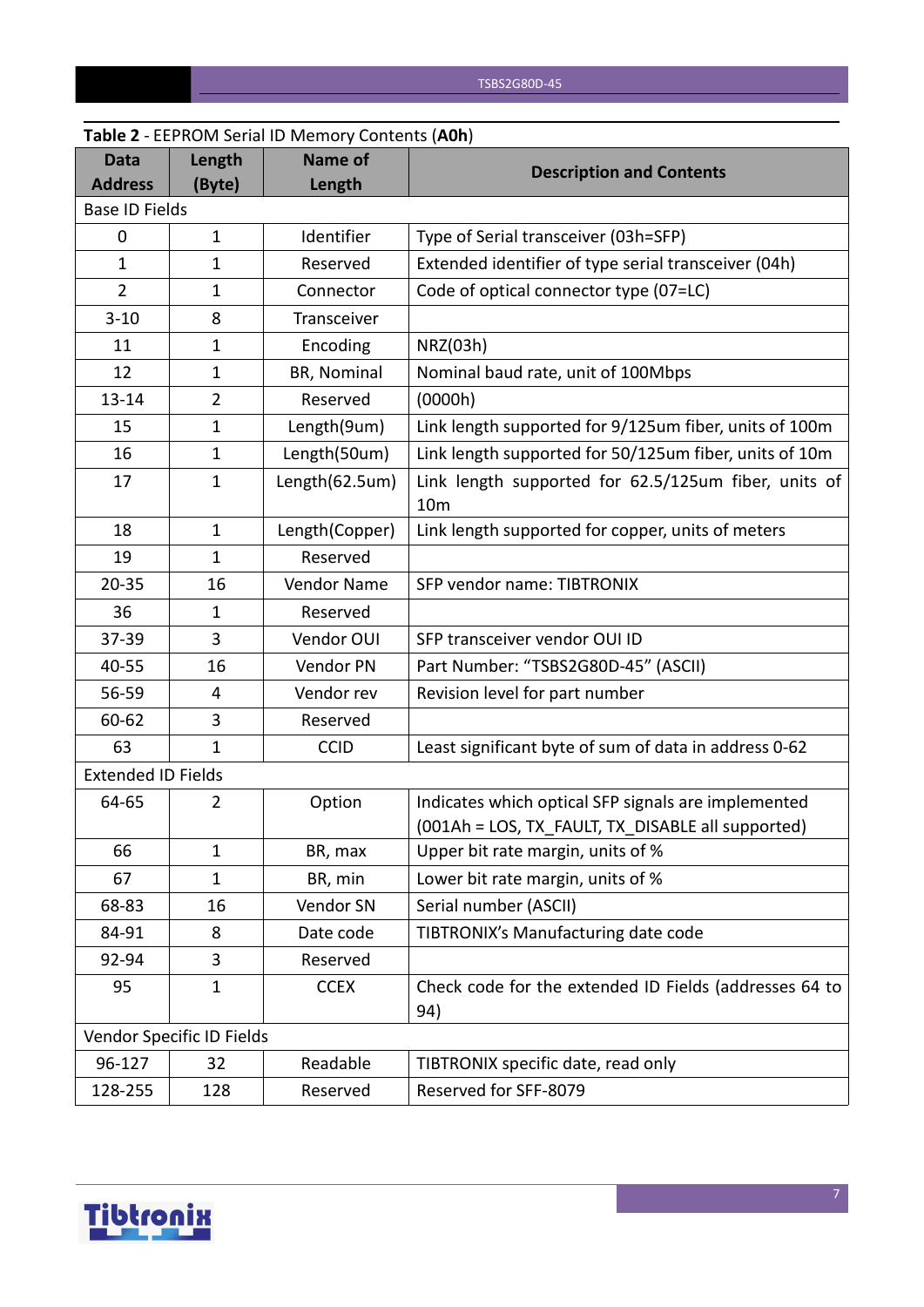**Table 2** - EEPROM Serial ID Memory Contents (**A0h**)

| Data Address | Length (Byte) | Name of Length | Description and Contents |
|---|---|---|---|
| Base ID Fields | | | |
| 0 | 1 | Identifier | Type of Serial transceiver (03h=SFP) |
| 1 | 1 | Reserved | Extended identifier of type serial transceiver (04h) |
| 2 | 1 | Connector | Code of optical connector type (07=LC) |
| 3-10 | 8 | Transceiver | |
| 11 | 1 | Encoding | NRZ(03h) |
| 12 | 1 | BR, Nominal | Nominal baud rate, unit of 100Mbps |
| 13-14 | 2 | Reserved | (0000h) |
| 15 | 1 | Length(9um) | Link length supported for 9/125um fiber, units of 100m |
| 16 | 1 | Length(50um) | Link length supported for 50/125um fiber, units of 10m |
| 17 | 1 | Length(62.5um) | Link length supported for 62.5/125um fiber, units of 10m |
| 18 | 1 | Length(Copper) | Link length supported for copper, units of meters |
| 19 | 1 | Reserved | |
| 20-35 | 16 | Vendor Name | SFP vendor name: TIBTRONIX |
| 36 | 1 | Reserved | |
| 37-39 | 3 | Vendor OUI | SFP transceiver vendor OUI ID |
| 40-55 | 16 | Vendor PN | Part Number: "TSBS2G80D-45" (ASCII) |
| 56-59 | 4 | Vendor rev | Revision level for part number |
| 60-62 | 3 | Reserved | |
| 63 | 1 | CCID | Least significant byte of sum of data in address 0-62 |
| Extended ID Fields | | | |
| 64-65 | 2 | Option | Indicates which optical SFP signals are implemented (001Ah = LOS, TX_FAULT, TX_DISABLE all supported) |
| 66 | 1 | BR, max | Upper bit rate margin, units of % |
| 67 | 1 | BR, min | Lower bit rate margin, units of % |
| 68-83 | 16 | Vendor SN | Serial number (ASCII) |
| 84-91 | 8 | Date code | TIBTRONIX's Manufacturing date code |
| 92-94 | 3 | Reserved | |
| 95 | 1 | CCEX | Check code for the extended ID Fields (addresses 64 to 94) |
| Vendor Specific ID Fields | | | |
| 96-127 | 32 | Readable | TIBTRONIX specific date, read only |
| 128-255 | 128 | Reserved | Reserved for SFF-8079 |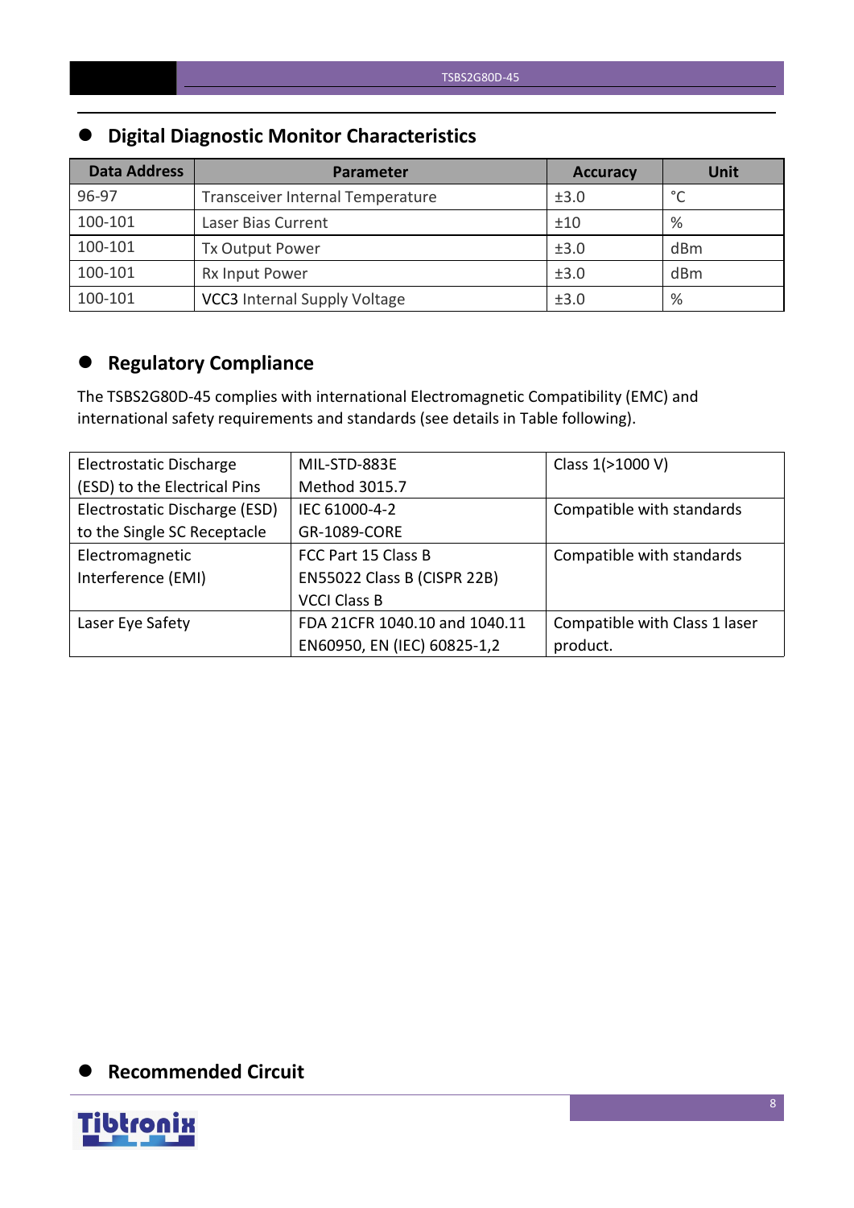## Digital Diagnostic Monitor Characteristics

| Data Address | Parameter | Accuracy | Unit |
|---|---|---|---|
| 96-97 | Transceiver Internal Temperature | ±3.0 | °C |
| 100-101 | Laser Bias Current | ±10 | % |
| 100-101 | Tx Output Power | ±3.0 | dBm |
| 100-101 | Rx Input Power | ±3.0 | dBm |
| 100-101 | VCC3 Internal Supply Voltage | ±3.0 | % |

## Regulatory Compliance

The TSBS2G80D-45 complies with international Electromagnetic Compatibility (EMC) and international safety requirements and standards (see details in Table following).

| | | |
|---|---|---|
| Electrostatic Discharge (ESD) to the Electrical Pins | MIL-STD-883E Method 3015.7 | Class 1(>1000 V) |
| Electrostatic Discharge (ESD) to the Single SC Receptacle | IEC 61000-4-2 GR-1089-CORE | Compatible with standards |
| Electromagnetic Interference (EMI) | FCC Part 15 Class B EN55022 Class B (CISPR 22B) VCCI Class B | Compatible with standards |
| Laser Eye Safety | FDA 21CFR 1040.10 and 1040.11 EN60950, EN (IEC) 60825-1,2 | Compatible with Class 1 laser product. |

## Recommended Circuit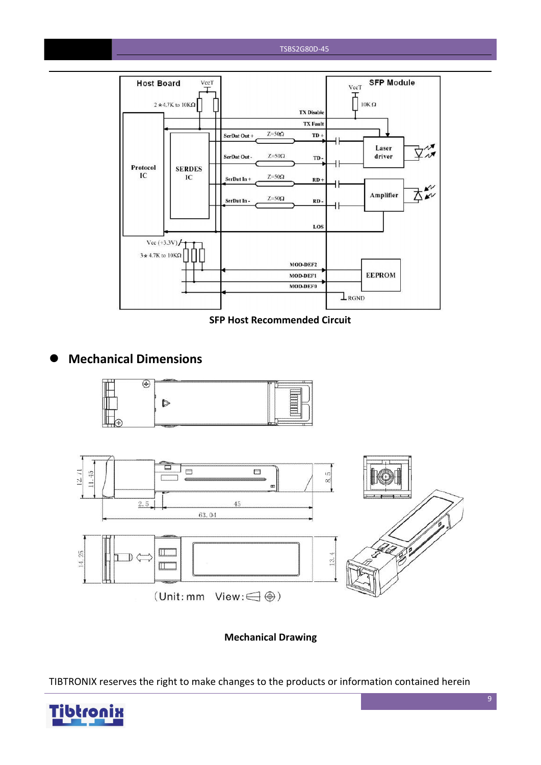SFP Host Recommended Circuit

## Mechanical Dimensions

(Unit: mm View: )

Mechanical Drawing

TIBTRONIX reserves the right to make changes to the products or information contained herein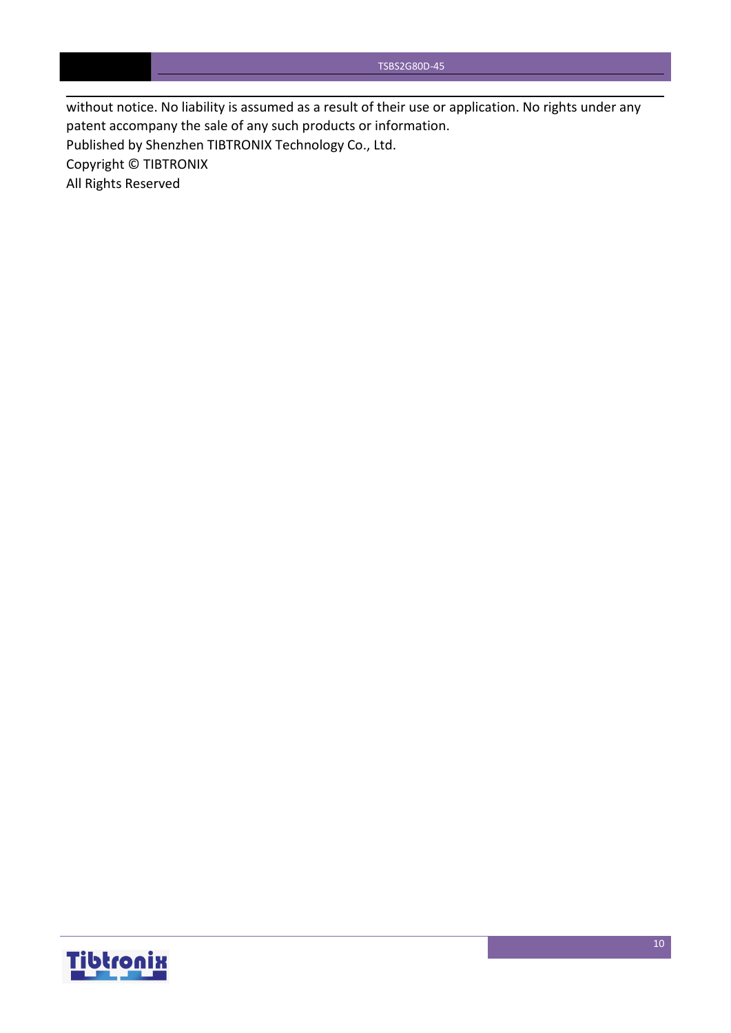without notice. No liability is assumed as a result of their use or application. No rights under any patent accompany the sale of any such products or information.

Published by Shenzhen TIBTRONIX Technology Co., Ltd.

Copyright © TIBTRONIX

All Rights Reserved